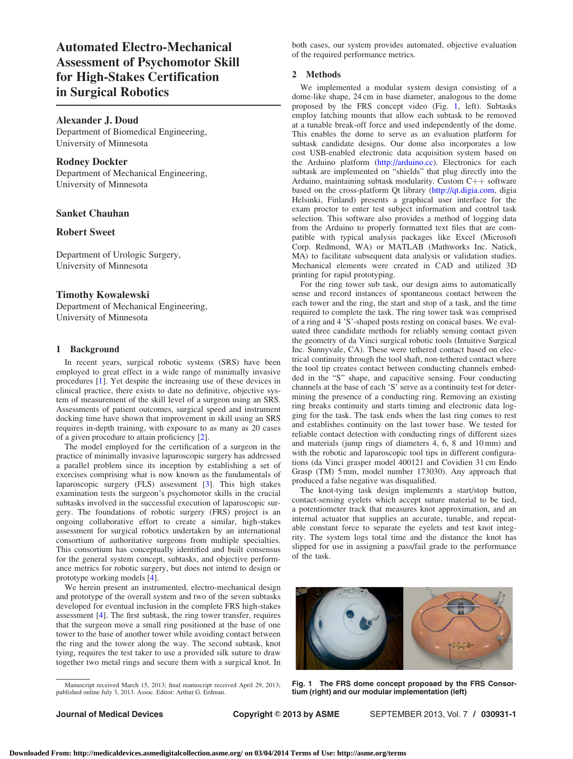# Automated Electro-Mechanical Assessment of Psychomotor Skill for High-Stakes Certification in Surgical Robotics

**Alexander J. Doud**
Department of Biomedical Engineering,
University of Minnesota

**Rodney Dockter**
Department of Mechanical Engineering,
University of Minnesota

**Sanket Chauhan**

**Robert Sweet**

Department of Urologic Surgery,
University of Minnesota

**Timothy Kowalewski**
Department of Mechanical Engineering,
University of Minnesota

## 1 Background

In recent years, surgical robotic systems (SRS) have been employed to great effect in a wide range of minimally invasive procedures [1]. Yet despite the increasing use of these devices in clinical practice, there exists to date no definitive, objective system of measurement of the skill level of a surgeon using an SRS. Assessments of patient outcomes, surgical speed and instrument docking time have shown that improvement in skill using an SRS requires in-depth training, with exposure to as many as 20 cases of a given procedure to attain proficiency [2].

The model employed for the certification of a surgeon in the practice of minimally invasive laparoscopic surgery has addressed a parallel problem since its inception by establishing a set of exercises comprising what is now known as the fundamentals of laparoscopic surgery (FLS) assessment [3]. This high stakes examination tests the surgeon's psychomotor skills in the crucial subtasks involved in the successful execution of laparoscopic surgery. The foundations of robotic surgery (FRS) project is an ongoing collaborative effort to create a similar, high-stakes assessment for surgical robotics undertaken by an international consortium of authoritative surgeons from multiple specialties. This consortium has conceptually identified and built consensus for the general system concept, subtasks, and objective performance metrics for robotic surgery, but does not intend to design or prototype working models [4].

We herein present an instrumented, electro-mechanical design and prototype of the overall system and two of the seven subtasks developed for eventual inclusion in the complete FRS high-stakes assessment [4]. The first subtask, the ring tower transfer, requires that the surgeon move a small ring positioned at the base of one tower to the base of another tower while avoiding contact between the ring and the tower along the way. The second subtask, knot tying, requires the test taker to use a provided silk suture to draw together two metal rings and secure them with a surgical knot. In both cases, our system provides automated, objective evaluation of the required performance metrics.

## 2 Methods

We implemented a modular system design consisting of a dome-like shape, 24 cm in base diameter, analogous to the dome proposed by the FRS concept video (Fig. 1, left). Subtasks employ latching mounts that allow each subtask to be removed at a tunable break-off force and used independently of the dome. This enables the dome to serve as an evaluation platform for subtask candidate designs. Our dome also incorporates a low cost USB-enabled electronic data acquisition system based on the Arduino platform (http://arduino.cc). Electronics for each subtask are implemented on "shields" that plug directly into the Arduino, maintaining subtask modularity. Custom C++ software based on the cross-platform Qt library (http://qt.digia.com, digia Helsinki, Finland) presents a graphical user interface for the exam proctor to enter test subject information and control task selection. This software also provides a method of logging data from the Arduino to properly formatted text files that are compatible with typical analysis packages like Excel (Microsoft Corp. Redmond, WA) or MATLAB (Mathworks Inc. Natick, MA) to facilitate subsequent data analysis or validation studies. Mechanical elements were created in CAD and utilized 3D printing for rapid prototyping.

For the ring tower sub task, our design aims to automatically sense and record instances of spontaneous contact between the each tower and the ring, the start and stop of a task, and the time required to complete the task. The ring tower task was comprised of a ring and 4 'S'-shaped posts resting on conical bases. We evaluated three candidate methods for reliably sensing contact given the geometry of da Vinci surgical robotic tools (Intuitive Surgical Inc. Sunnyvale, CA). These were tethered contact based on electrical continuity through the tool shaft, non-tethered contact where the tool tip creates contact between conducting channels embedded in the "S" shape, and capacitive sensing. Four conducting channels at the base of each 'S' serve as a continuity test for determining the presence of a conducting ring. Removing an existing ring breaks continuity and starts timing and electronic data logging for the task. The task ends when the last ring comes to rest and establishes continuity on the last tower base. We tested for reliable contact detection with conducting rings of different sizes and materials (jump rings of diameters 4, 6, 8 and 10 mm) and with the robotic and laparoscopic tool tips in different configurations (da Vinci grasper model 400121 and Covidien 31 cm Endo Grasp (TM) 5 mm, model number 173030). Any approach that produced a false negative was disqualified.

The knot-tying task design implements a start/stop button, contact-sensing eyelets which accept suture material to be tied, a potentiometer track that measures knot approximation, and an internal actuator that supplies an accurate, tunable, and repeatable constant force to separate the eyelets and test knot integrity. The system logs total time and the distance the knot has slipped for use in assigning a pass/fail grade to the performance of the task.

**Fig. 1 The FRS dome concept proposed by the FRS Consortium (right) and our modular implementation (left)**

Manuscript received March 15, 2013; final manuscript received April 29, 2013; published online July 3, 2013. Assoc. Editor: Arthur G. Erdman.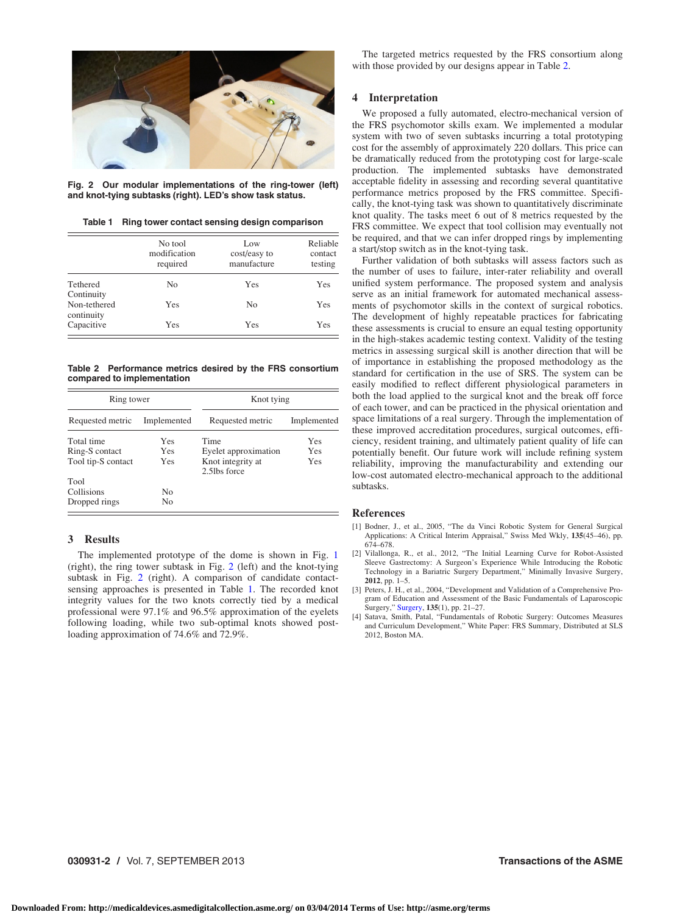Fig. 2 Our modular implementations of the ring-tower (left) and knot-tying subtasks (right). LED's show task status.

Table 1 Ring tower contact sensing design comparison

| | No tool modification required | Low cost/easy to manufacture | Reliable contact testing |
|---|---|---|---|
| Tethered Continuity | No | Yes | Yes |
| Non-tethered continuity | Yes | No | Yes |
| Capacitive | Yes | Yes | Yes |

Table 2 Performance metrics desired by the FRS consortium compared to implementation

| Ring tower | | Knot tying | |
|---|---|---|---|
| Requested metric | Implemented | Requested metric | Implemented |
| Total time | Yes | Time | Yes |
| Ring-S contact | Yes | Eyelet approximation | Yes |
| Tool tip-S contact | Yes | Knot integrity at 2.5lbs force | Yes |
| Tool Collisions | No | | |
| Dropped rings | No | | |

## 3 Results

The implemented prototype of the dome is shown in Fig. 1 (right), the ring tower subtask in Fig. 2 (left) and the knot-tying subtask in Fig. 2 (right). A comparison of candidate contact-sensing approaches is presented in Table 1. The recorded knot integrity values for the two knots correctly tied by a medical professional were 97.1% and 96.5% approximation of the eyelets following loading, while two sub-optimal knots showed post-loading approximation of 74.6% and 72.9%.

The targeted metrics requested by the FRS consortium along with those provided by our designs appear in Table 2.

## 4 Interpretation

We proposed a fully automated, electro-mechanical version of the FRS psychomotor skills exam. We implemented a modular system with two of seven subtasks incurring a total prototyping cost for the assembly of approximately 220 dollars. This price can be dramatically reduced from the prototyping cost for large-scale production. The implemented subtasks have demonstrated acceptable fidelity in assessing and recording several quantitative performance metrics proposed by the FRS committee. Specifically, the knot-tying task was shown to quantitatively discriminate knot quality. The tasks meet 6 out of 8 metrics requested by the FRS committee. We expect that tool collision may eventually not be required, and that we can infer dropped rings by implementing a start/stop switch as in the knot-tying task.

Further validation of both subtasks will assess factors such as the number of uses to failure, inter-rater reliability and overall unified system performance. The proposed system and analysis serve as an initial framework for automated mechanical assessments of psychomotor skills in the context of surgical robotics. The development of highly repeatable practices for fabricating these assessments is crucial to ensure an equal testing opportunity in the high-stakes academic testing context. Validity of the testing metrics in assessing surgical skill is another direction that will be of importance in establishing the proposed methodology as the standard for certification in the use of SRS. The system can be easily modified to reflect different physiological parameters in both the load applied to the surgical knot and the break off force of each tower, and can be practiced in the physical orientation and space limitations of a real surgery. Through the implementation of these improved accreditation procedures, surgical outcomes, efficiency, resident training, and ultimately patient quality of life can potentially benefit. Our future work will include refining system reliability, improving the manufacturability and extending our low-cost automated electro-mechanical approach to the additional subtasks.

## References

[1] Bodner, J., et al., 2005, "The da Vinci Robotic System for General Surgical Applications: A Critical Interim Appraisal," Swiss Med Wkly, **135**(45–46), pp. 674–678.

[2] Vilallonga, R., et al., 2012, "The Initial Learning Curve for Robot-Assisted Sleeve Gastrectomy: A Surgeon's Experience While Introducing the Robotic Technology in a Bariatric Surgery Department," Minimally Invasive Surgery, **2012**, pp. 1–5.

[3] Peters, J. H., et al., 2004, "Development and Validation of a Comprehensive Program of Education and Assessment of the Basic Fundamentals of Laparoscopic Surgery," Surgery, **135**(1), pp. 21–27.

[4] Satava, Smith, Patal, "Fundamentals of Robotic Surgery: Outcomes Measures and Curriculum Development," White Paper: FRS Summary, Distributed at SLS 2012, Boston MA.